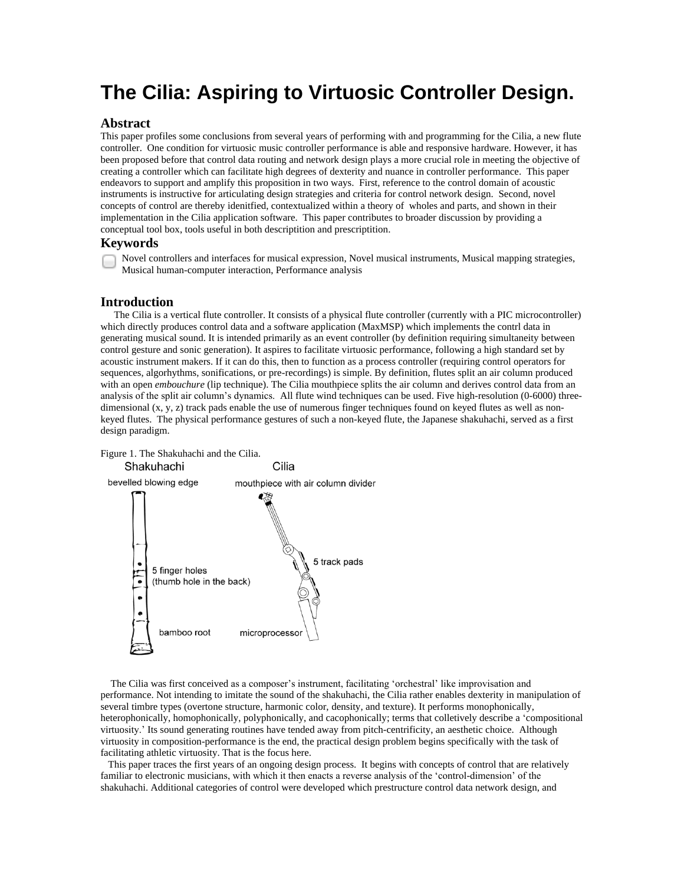# The Cilia: Aspiring to Virtuosic Controller Design.

## Abstract

This paper profiles some conclusions from several years of performing with and programming for the Cilia, a new flute controller. One condition for virtuosic music controller performance is able and responsive hardware. However, it has been proposed before that control data routing and network design plays a more crucial role in meeting the objective of creating a controller which can facilitate high degrees of dexterity and nuance in controller performance. This paper endeavors to support and amplify this proposition in two ways. First, reference to the control domain of acoustic instruments is instructive for articulating design strategies and criteria for control network design. Second, novel concepts of control are thereby idenitfied, contextualized within a theory of wholes and parts, and shown in their implementation in the Cilia application software. This paper contributes to broader discussion by providing a conceptual tool box, tools useful in both descriptition and prescriptition.

## Keywords

Novel controllers and interfaces for musical expression, Novel musical instruments, Musical mapping strategies, Musical human-computer interaction, Performance analysis

## Introduction

The Cilia is a vertical flute controller. It consists of a physical flute controller (currently with a PIC microcontroller) which directly produces control data and a software application (MaxMSP) which implements the contrl data in generating musical sound. It is intended primarily as an event controller (by definition requiring simultaneity between control gesture and sonic generation). It aspires to facilitate virtuosic performance, following a high standard set by acoustic instrument makers. If it can do this, then to function as a process controller (requiring control operators for sequences, algorhythms, sonifications, or pre-recordings) is simple. By definition, flutes split an air column produced with an open *embouchure* (lip technique). The Cilia mouthpiece splits the air column and derives control data from an analysis of the split air column's dynamics. All flute wind techniques can be used. Five high-resolution (0-6000) three-dimensional (x, y, z) track pads enable the use of numerous finger techniques found on keyed flutes as well as non-keyed flutes. The physical performance gestures of such a non-keyed flute, the Japanese shakuhachi, served as a first design paradigm.

Figure 1. The Shakuhachi and the Cilia.

The Cilia was first conceived as a composer's instrument, facilitating 'orchestral' like improvisation and performance. Not intending to imitate the sound of the shakuhachi, the Cilia rather enables dexterity in manipulation of several timbre types (overtone structure, harmonic color, density, and texture). It performs monophonically, heterophonically, homophonically, polyphonically, and cacophonically; terms that colletively describe a 'compositional virtuosity.' Its sound generating routines have tended away from pitch-centrificity, an aesthetic choice. Although virtuosity in composition-performance is the end, the practical design problem begins specifically with the task of facilitating athletic virtuosity. That is the focus here.

This paper traces the first years of an ongoing design process. It begins with concepts of control that are relatively familiar to electronic musicians, with which it then enacts a reverse analysis of the 'control-dimension' of the shakuhachi. Additional categories of control were developed which prestructure control data network design, and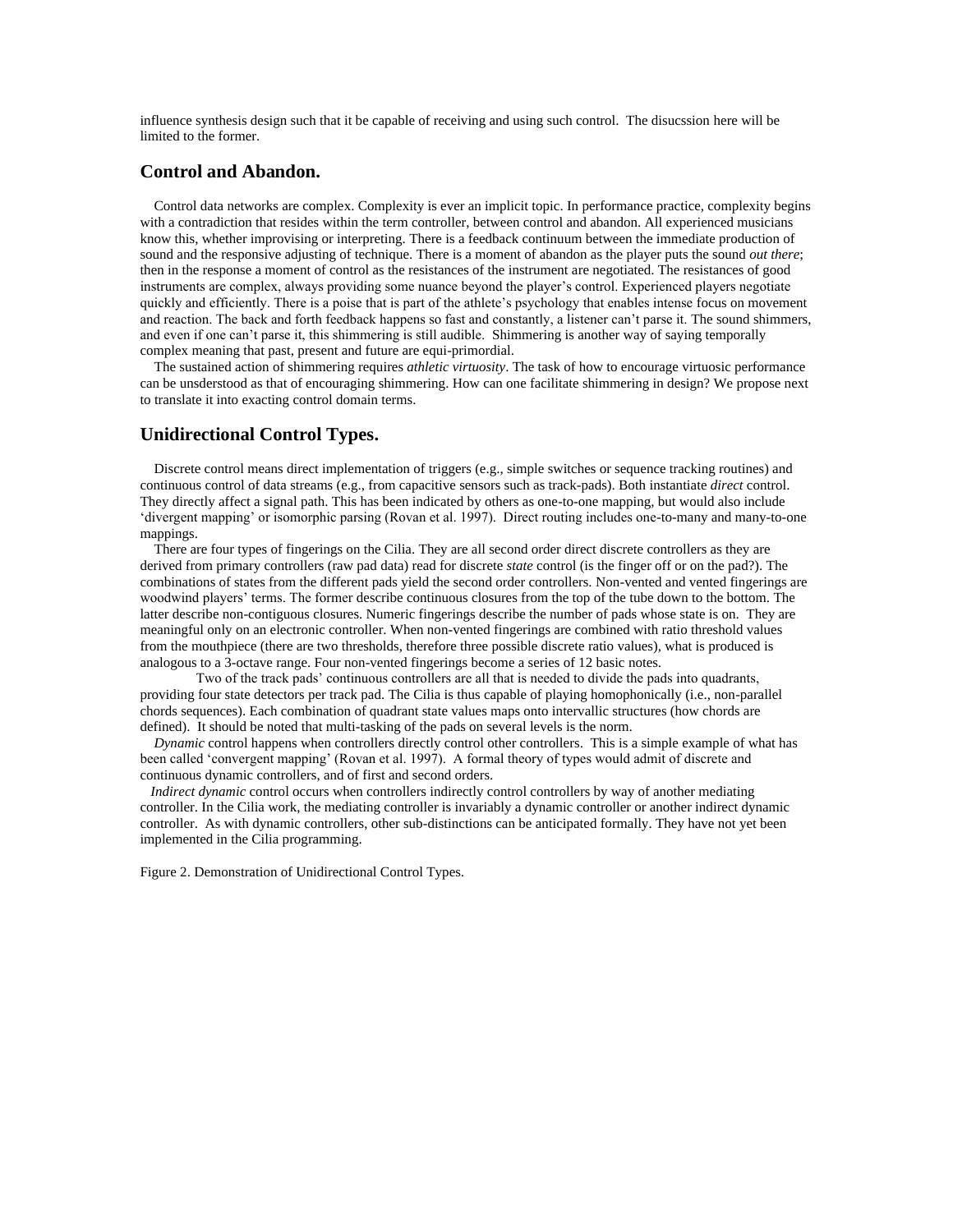influence synthesis design such that it be capable of receiving and using such control. The disucssion here will be limited to the former.

## Control and Abandon.

Control data networks are complex. Complexity is ever an implicit topic. In performance practice, complexity begins with a contradiction that resides within the term controller, between control and abandon. All experienced musicians know this, whether improvising or interpreting. There is a feedback continuum between the immediate production of sound and the responsive adjusting of technique. There is a moment of abandon as the player puts the sound *out there*; then in the response a moment of control as the resistances of the instrument are negotiated. The resistances of good instruments are complex, always providing some nuance beyond the player's control. Experienced players negotiate quickly and efficiently. There is a poise that is part of the athlete's psychology that enables intense focus on movement and reaction. The back and forth feedback happens so fast and constantly, a listener can't parse it. The sound shimmers, and even if one can't parse it, this shimmering is still audible. Shimmering is another way of saying temporally complex meaning that past, present and future are equi-primordial.

The sustained action of shimmering requires *athletic virtuosity*. The task of how to encourage virtuosic performance can be unsderstood as that of encouraging shimmering. How can one facilitate shimmering in design? We propose next to translate it into exacting control domain terms.

## Unidirectional Control Types.

Discrete control means direct implementation of triggers (e.g., simple switches or sequence tracking routines) and continuous control of data streams (e.g., from capacitive sensors such as track-pads). Both instantiate *direct* control. They directly affect a signal path. This has been indicated by others as one-to-one mapping, but would also include 'divergent mapping' or isomorphic parsing (Rovan et al. 1997). Direct routing includes one-to-many and many-to-one mappings.

There are four types of fingerings on the Cilia. They are all second order direct discrete controllers as they are derived from primary controllers (raw pad data) read for discrete *state* control (is the finger off or on the pad?). The combinations of states from the different pads yield the second order controllers. Non-vented and vented fingerings are woodwind players' terms. The former describe continuous closures from the top of the tube down to the bottom. The latter describe non-contiguous closures. Numeric fingerings describe the number of pads whose state is on. They are meaningful only on an electronic controller. When non-vented fingerings are combined with ratio threshold values from the mouthpiece (there are two thresholds, therefore three possible discrete ratio values), what is produced is analogous to a 3-octave range. Four non-vented fingerings become a series of 12 basic notes.

Two of the track pads' continuous controllers are all that is needed to divide the pads into quadrants, providing four state detectors per track pad. The Cilia is thus capable of playing homophonically (i.e., non-parallel chords sequences). Each combination of quadrant state values maps onto intervallic structures (how chords are defined). It should be noted that multi-tasking of the pads on several levels is the norm.

*Dynamic* control happens when controllers directly control other controllers. This is a simple example of what has been called 'convergent mapping' (Rovan et al. 1997). A formal theory of types would admit of discrete and continuous dynamic controllers, and of first and second orders.

*Indirect dynamic* control occurs when controllers indirectly control controllers by way of another mediating controller. In the Cilia work, the mediating controller is invariably a dynamic controller or another indirect dynamic controller. As with dynamic controllers, other sub-distinctions can be anticipated formally. They have not yet been implemented in the Cilia programming.

Figure 2. Demonstration of Unidirectional Control Types.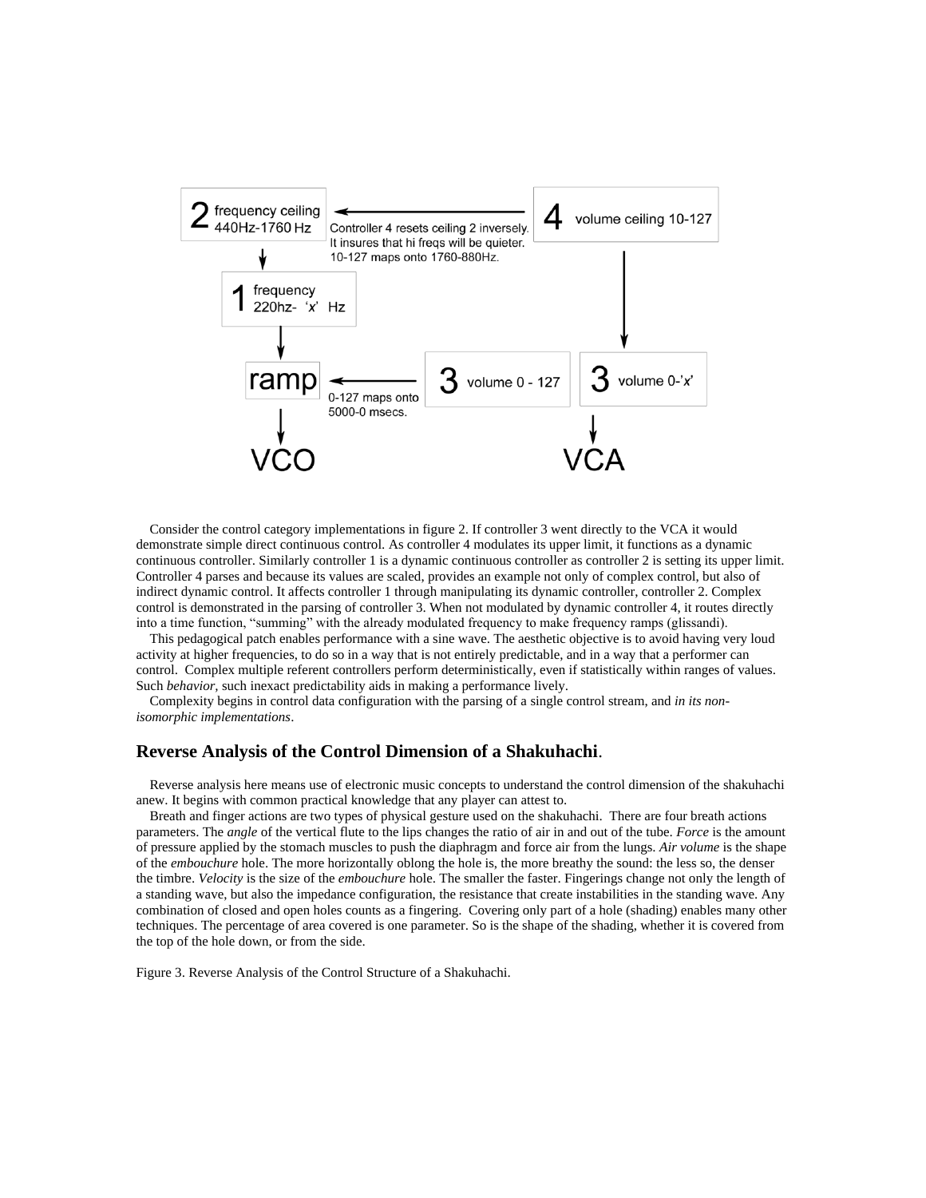Consider the control category implementations in figure 2. If controller 3 went directly to the VCA it would demonstrate simple direct continuous control. As controller 4 modulates its upper limit, it functions as a dynamic continuous controller. Similarly controller 1 is a dynamic continuous controller as controller 2 is setting its upper limit. Controller 4 parses and because its values are scaled, provides an example not only of complex control, but also of indirect dynamic control. It affects controller 1 through manipulating its dynamic controller, controller 2. Complex control is demonstrated in the parsing of controller 3. When not modulated by dynamic controller 4, it routes directly into a time function, "summing" with the already modulated frequency to make frequency ramps (glissandi).

This pedagogical patch enables performance with a sine wave. The aesthetic objective is to avoid having very loud activity at higher frequencies, to do so in a way that is not entirely predictable, and in a way that a performer can control. Complex multiple referent controllers perform deterministically, even if statistically within ranges of values. Such *behavior*, such inexact predictability aids in making a performance lively.

Complexity begins in control data configuration with the parsing of a single control stream, and *in its non-isomorphic implementations*.

## Reverse Analysis of the Control Dimension of a Shakuhachi.

Reverse analysis here means use of electronic music concepts to understand the control dimension of the shakuhachi anew. It begins with common practical knowledge that any player can attest to.

Breath and finger actions are two types of physical gesture used on the shakuhachi. There are four breath actions parameters. The *angle* of the vertical flute to the lips changes the ratio of air in and out of the tube. *Force* is the amount of pressure applied by the stomach muscles to push the diaphragm and force air from the lungs. *Air volume* is the shape of the *embouchure* hole. The more horizontally oblong the hole is, the more breathy the sound: the less so, the denser the timbre. *Velocity* is the size of the *embouchure* hole. The smaller the faster. Fingerings change not only the length of a standing wave, but also the impedance configuration, the resistance that create instabilities in the standing wave. Any combination of closed and open holes counts as a fingering. Covering only part of a hole (shading) enables many other techniques. The percentage of area covered is one parameter. So is the shape of the shading, whether it is covered from the top of the hole down, or from the side.

Figure 3. Reverse Analysis of the Control Structure of a Shakuhachi.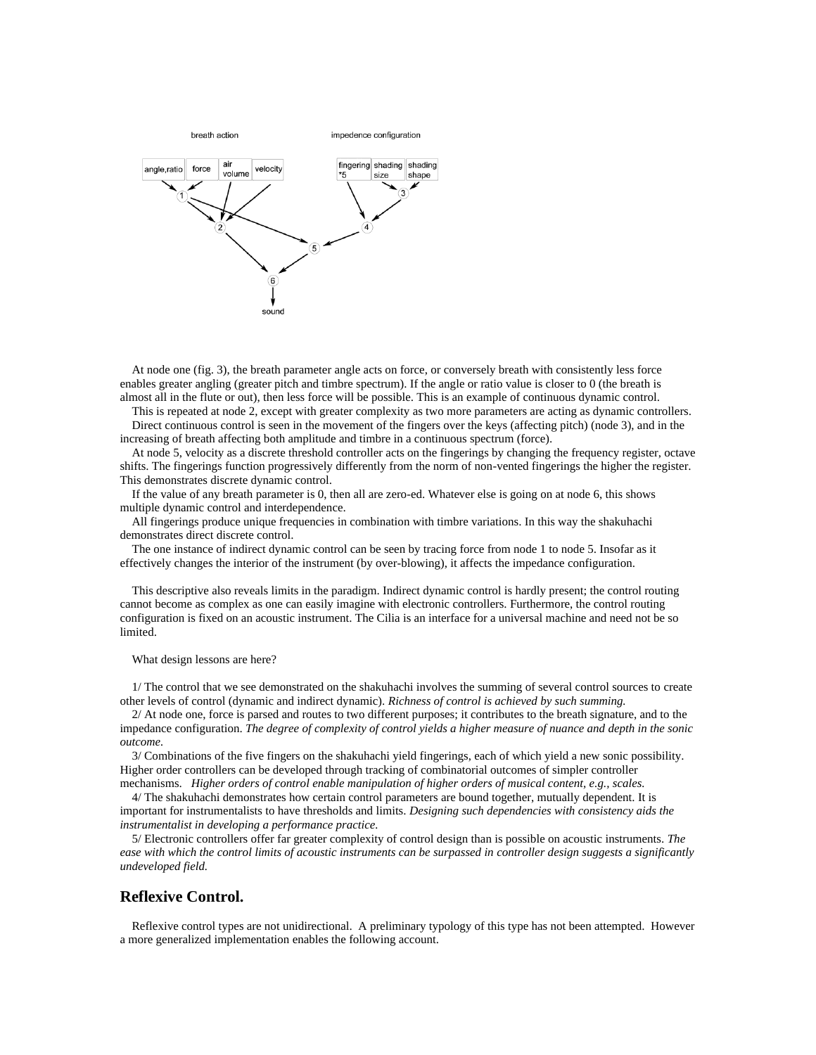breath action    impedence configuration

angle,ratio | force | air volume | velocity    fingering *5 | shading size | shading shape

At node one (fig. 3), the breath parameter angle acts on force, or conversely breath with consistently less force enables greater angling (greater pitch and timbre spectrum). If the angle or ratio value is closer to 0 (the breath is almost all in the flute or out), then less force will be possible. This is an example of continuous dynamic control.

This is repeated at node 2, except with greater complexity as two more parameters are acting as dynamic controllers.

Direct continuous control is seen in the movement of the fingers over the keys (affecting pitch) (node 3), and in the increasing of breath affecting both amplitude and timbre in a continuous spectrum (force).

At node 5, velocity as a discrete threshold controller acts on the fingerings by changing the frequency register, octave shifts. The fingerings function progressively differently from the norm of non-vented fingerings the higher the register. This demonstrates discrete dynamic control.

If the value of any breath parameter is 0, then all are zero-ed. Whatever else is going on at node 6, this shows multiple dynamic control and interdependence.

All fingerings produce unique frequencies in combination with timbre variations. In this way the shakuhachi demonstrates direct discrete control.

The one instance of indirect dynamic control can be seen by tracing force from node 1 to node 5. Insofar as it effectively changes the interior of the instrument (by over-blowing), it affects the impedance configuration.

This descriptive also reveals limits in the paradigm. Indirect dynamic control is hardly present; the control routing cannot become as complex as one can easily imagine with electronic controllers. Furthermore, the control routing configuration is fixed on an acoustic instrument. The Cilia is an interface for a universal machine and need not be so limited.

What design lessons are here?

1/ The control that we see demonstrated on the shakuhachi involves the summing of several control sources to create other levels of control (dynamic and indirect dynamic). *Richness of control is achieved by such summing.*

2/ At node one, force is parsed and routes to two different purposes; it contributes to the breath signature, and to the impedance configuration. *The degree of complexity of control yields a higher measure of nuance and depth in the sonic outcome.*

3/ Combinations of the five fingers on the shakuhachi yield fingerings, each of which yield a new sonic possibility. Higher order controllers can be developed through tracking of combinatorial outcomes of simpler controller mechanisms. *Higher orders of control enable manipulation of higher orders of musical content, e.g., scales.*

4/ The shakuhachi demonstrates how certain control parameters are bound together, mutually dependent. It is important for instrumentalists to have thresholds and limits. *Designing such dependencies with consistency aids the instrumentalist in developing a performance practice.*

5/ Electronic controllers offer far greater complexity of control design than is possible on acoustic instruments. *The ease with which the control limits of acoustic instruments can be surpassed in controller design suggests a significantly undeveloped field.*

## Reflexive Control.

Reflexive control types are not unidirectional. A preliminary typology of this type has not been attempted. However a more generalized implementation enables the following account.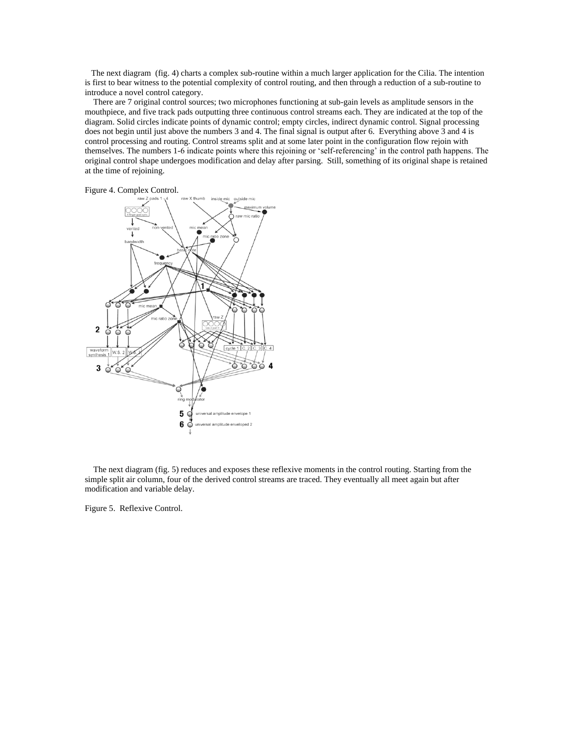The next diagram (fig. 4) charts a complex sub-routine within a much larger application for the Cilia. The intention is first to bear witness to the potential complexity of control routing, and then through a reduction of a sub-routine to introduce a novel control category.

There are 7 original control sources; two microphones functioning at sub-gain levels as amplitude sensors in the mouthpiece, and five track pads outputting three continuous control streams each. They are indicated at the top of the diagram. Solid circles indicate points of dynamic control; empty circles, indirect dynamic control. Signal processing does not begin until just above the numbers 3 and 4. The final signal is output after 6. Everything above 3 and 4 is control processing and routing. Control streams split and at some later point in the configuration flow rejoin with themselves. The numbers 1-6 indicate points where this rejoining or 'self-referencing' in the control path happens. The original control shape undergoes modification and delay after parsing. Still, something of its original shape is retained at the time of rejoining.

Figure 4. Complex Control.

The next diagram (fig. 5) reduces and exposes these reflexive moments in the control routing. Starting from the simple split air column, four of the derived control streams are traced. They eventually all meet again but after modification and variable delay.

Figure 5. Reflexive Control.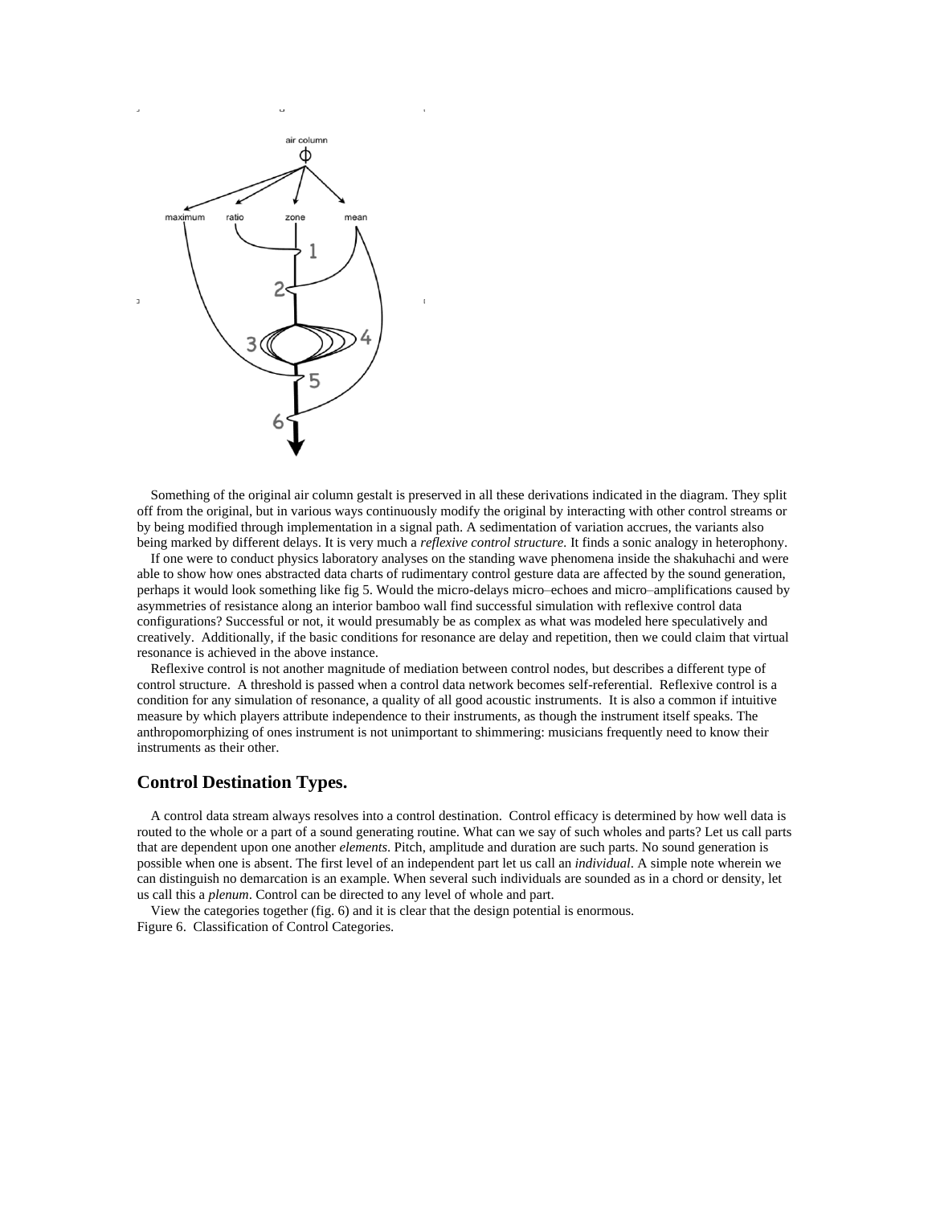Something of the original air column gestalt is preserved in all these derivations indicated in the diagram. They split off from the original, but in various ways continuously modify the original by interacting with other control streams or by being modified through implementation in a signal path. A sedimentation of variation accrues, the variants also being marked by different delays. It is very much a *reflexive control structure.* It finds a sonic analogy in heterophony.

If one were to conduct physics laboratory analyses on the standing wave phenomena inside the shakuhachi and were able to show how ones abstracted data charts of rudimentary control gesture data are affected by the sound generation, perhaps it would look something like fig 5. Would the micro-delays micro–echoes and micro–amplifications caused by asymmetries of resistance along an interior bamboo wall find successful simulation with reflexive control data configurations? Successful or not, it would presumably be as complex as what was modeled here speculatively and creatively. Additionally, if the basic conditions for resonance are delay and repetition, then we could claim that virtual resonance is achieved in the above instance.

Reflexive control is not another magnitude of mediation between control nodes, but describes a different type of control structure. A threshold is passed when a control data network becomes self-referential. Reflexive control is a condition for any simulation of resonance, a quality of all good acoustic instruments. It is also a common if intuitive measure by which players attribute independence to their instruments, as though the instrument itself speaks. The anthropomorphizing of ones instrument is not unimportant to shimmering: musicians frequently need to know their instruments as their other.

## Control Destination Types.

A control data stream always resolves into a control destination. Control efficacy is determined by how well data is routed to the whole or a part of a sound generating routine. What can we say of such wholes and parts? Let us call parts that are dependent upon one another *elements*. Pitch, amplitude and duration are such parts. No sound generation is possible when one is absent. The first level of an independent part let us call an *individual*. A simple note wherein we can distinguish no demarcation is an example. When several such individuals are sounded as in a chord or density, let us call this a *plenum*. Control can be directed to any level of whole and part.

View the categories together (fig. 6) and it is clear that the design potential is enormous.

Figure 6. Classification of Control Categories.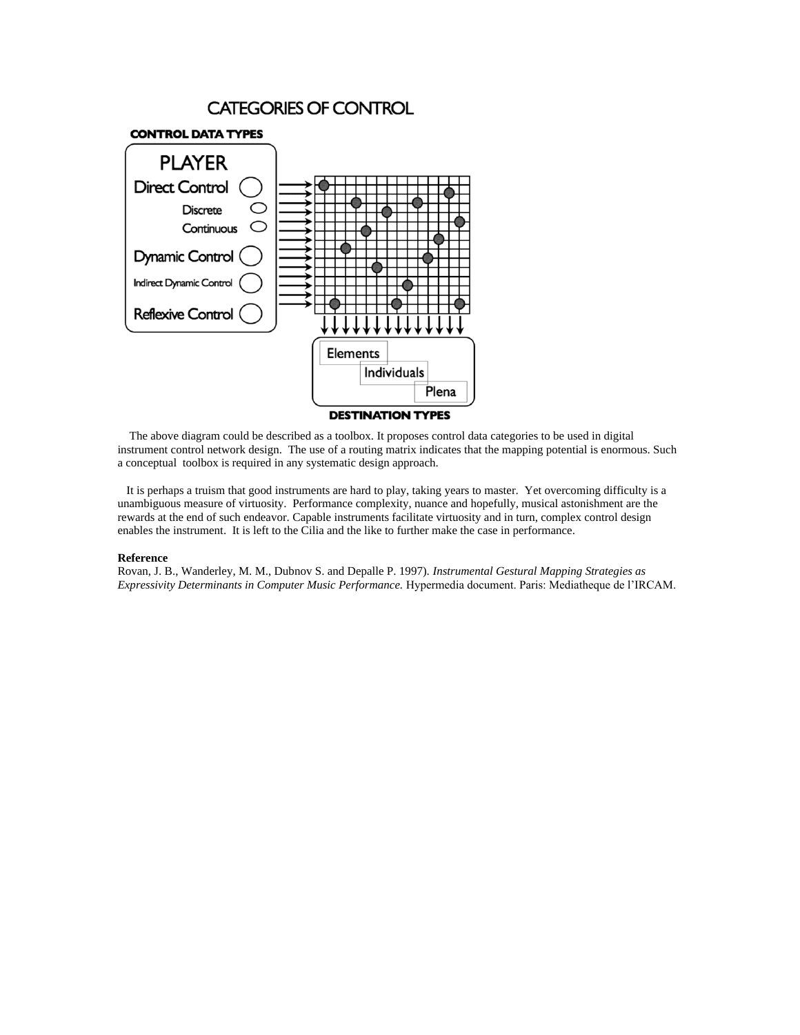CATEGORIES OF CONTROL

CONTROL DATA TYPES

PLAYER

Direct Control

Discrete

Continuous

Dynamic Control

Indirect Dynamic Control

Reflexive Control

Elements

Individuals

Plena

DESTINATION TYPES

The above diagram could be described as a toolbox. It proposes control data categories to be used in digital instrument control network design. The use of a routing matrix indicates that the mapping potential is enormous. Such a conceptual toolbox is required in any systematic design approach.

It is perhaps a truism that good instruments are hard to play, taking years to master. Yet overcoming difficulty is a unambiguous measure of virtuosity. Performance complexity, nuance and hopefully, musical astonishment are the rewards at the end of such endeavor. Capable instruments facilitate virtuosity and in turn, complex control design enables the instrument. It is left to the Cilia and the like to further make the case in performance.

**Reference**

Rovan, J. B., Wanderley, M. M., Dubnov S. and Depalle P. 1997). *Instrumental Gestural Mapping Strategies as Expressivity Determinants in Computer Music Performance.* Hypermedia document. Paris: Mediatheque de l'IRCAM.